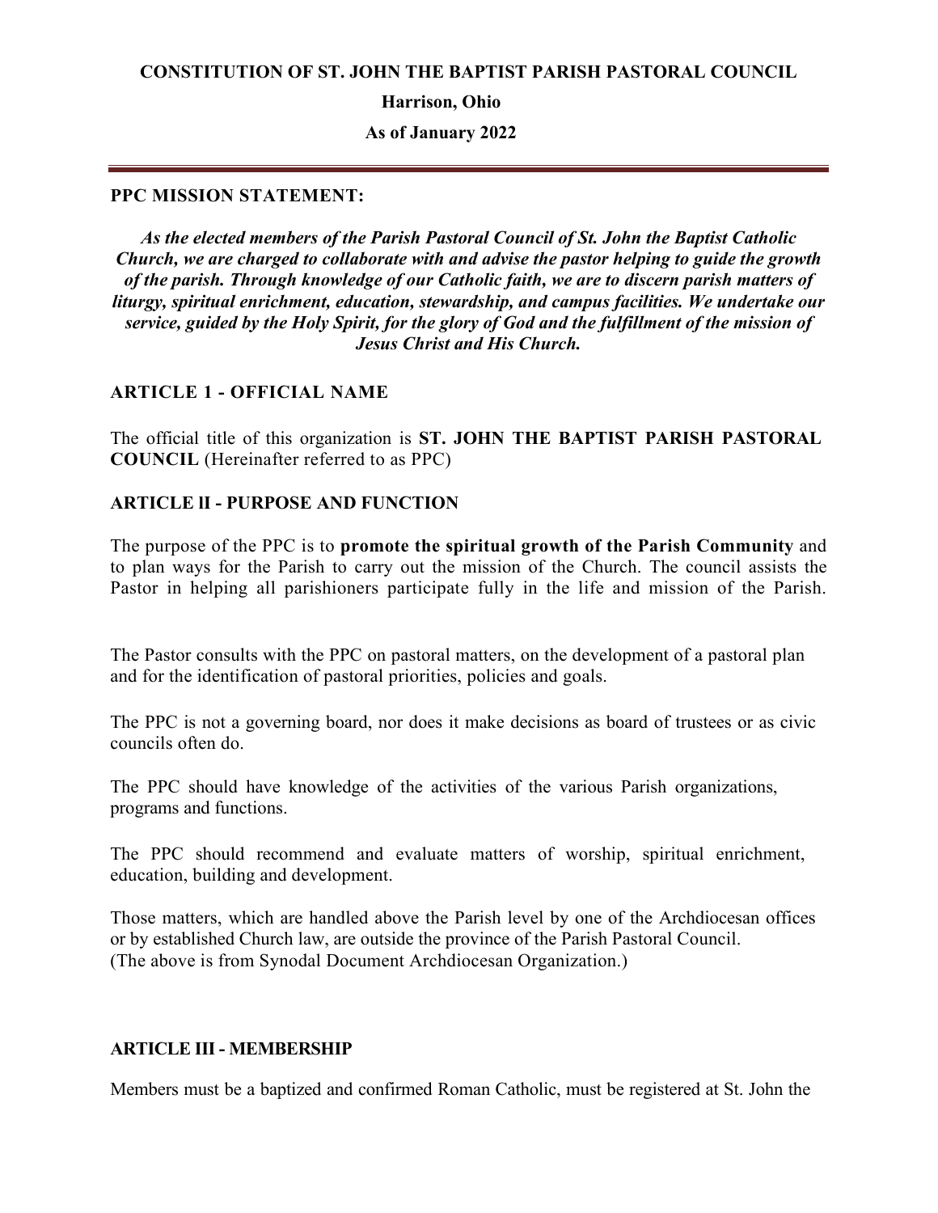**CONSTITUTION OF ST. JOHN THE BAPTIST PARISH PASTORAL COUNCIL**

**Harrison, Ohio**

**As of January 2022**

---

**PPC MISSION STATEMENT:**

***As the elected members of the Parish Pastoral Council of St. John the Baptist Catholic Church, we are charged to collaborate with and advise the pastor helping to guide the growth of the parish. Through knowledge of our Catholic faith, we are to discern parish matters of liturgy, spiritual enrichment, education, stewardship, and campus facilities. We undertake our service, guided by the Holy Spirit, for the glory of God and the fulfillment of the mission of Jesus Christ and His Church.***

## ARTICLE 1 - OFFICIAL NAME

The official title of this organization is **ST. JOHN THE BAPTIST PARISH PASTORAL COUNCIL** (Hereinafter referred to as PPC)

## ARTICLE lI - PURPOSE AND FUNCTION

The purpose of the PPC is to **promote the spiritual growth of the Parish Community** and to plan ways for the Parish to carry out the mission of the Church. The council assists the Pastor in helping all parishioners participate fully in the life and mission of the Parish.

The Pastor consults with the PPC on pastoral matters, on the development of a pastoral plan and for the identification of pastoral priorities, policies and goals.

The PPC is not a governing board, nor does it make decisions as board of trustees or as civic councils often do.

The PPC should have knowledge of the activities of the various Parish organizations, programs and functions.

The PPC should recommend and evaluate matters of worship, spiritual enrichment, education, building and development.

Those matters, which are handled above the Parish level by one of the Archdiocesan offices or by established Church law, are outside the province of the Parish Pastoral Council.
(The above is from Synodal Document Archdiocesan Organization.)

## ARTICLE III - MEMBERSHIP

Members must be a baptized and confirmed Roman Catholic, must be registered at St. John the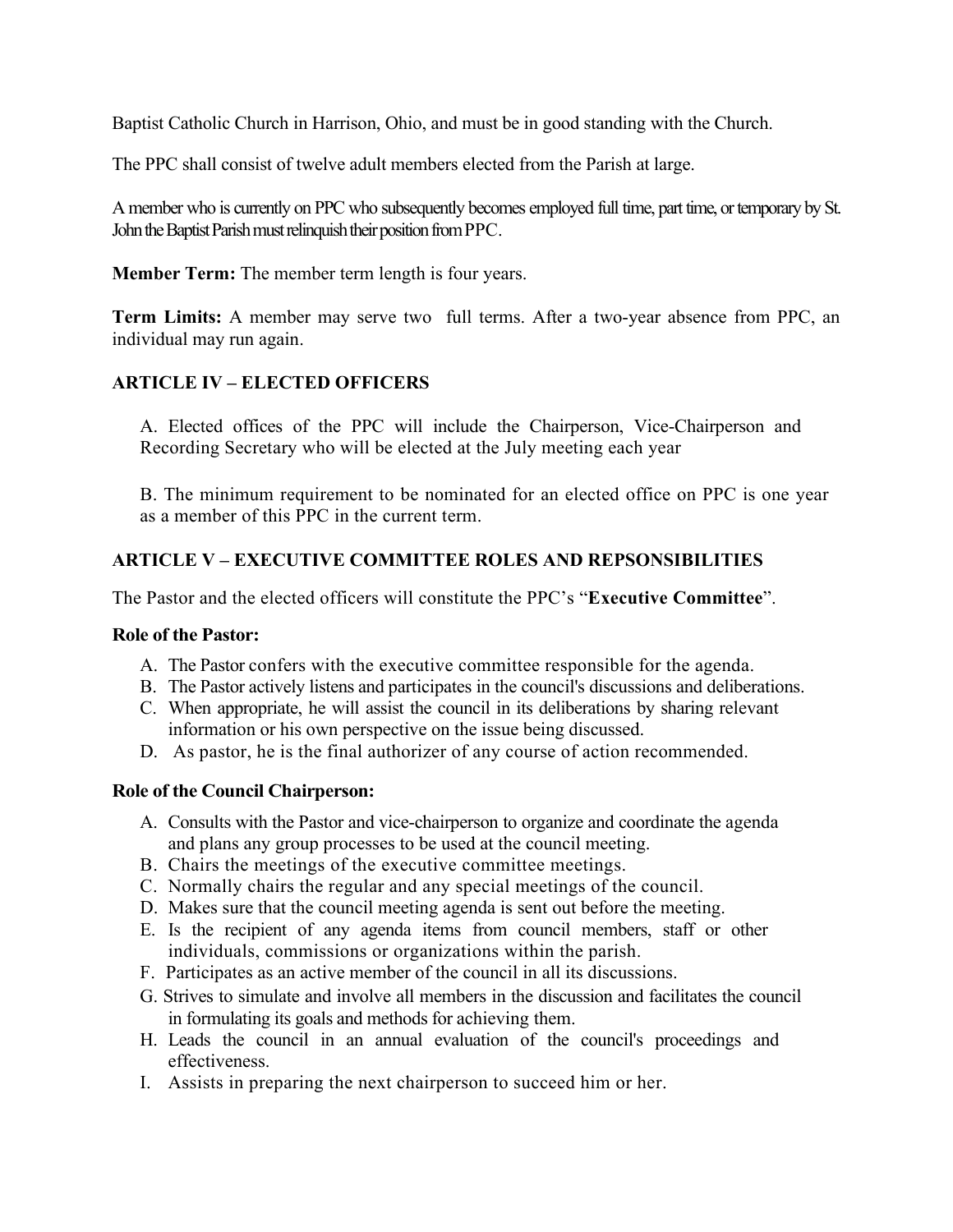Baptist Catholic Church in Harrison, Ohio, and must be in good standing with the Church.

The PPC shall consist of twelve adult members elected from the Parish at large.

A member who is currently on PPC who subsequently becomes employed full time, part time, or temporary by St. John the Baptist Parish must relinquish their position from PPC.

**Member Term:** The member term length is four years.

**Term Limits:** A member may serve two full terms. After a two-year absence from PPC, an individual may run again.

## ARTICLE IV – ELECTED OFFICERS

A. Elected offices of the PPC will include the Chairperson, Vice-Chairperson and Recording Secretary who will be elected at the July meeting each year

B. The minimum requirement to be nominated for an elected office on PPC is one year as a member of this PPC in the current term.

## ARTICLE V – EXECUTIVE COMMITTEE ROLES AND REPSONSIBILITIES

The Pastor and the elected officers will constitute the PPC's "**Executive Committee**".

**Role of the Pastor:**

A. The Pastor confers with the executive committee responsible for the agenda.
B. The Pastor actively listens and participates in the council's discussions and deliberations.
C. When appropriate, he will assist the council in its deliberations by sharing relevant information or his own perspective on the issue being discussed.
D. As pastor, he is the final authorizer of any course of action recommended.

**Role of the Council Chairperson:**

A. Consults with the Pastor and vice-chairperson to organize and coordinate the agenda and plans any group processes to be used at the council meeting.
B. Chairs the meetings of the executive committee meetings.
C. Normally chairs the regular and any special meetings of the council.
D. Makes sure that the council meeting agenda is sent out before the meeting.
E. Is the recipient of any agenda items from council members, staff or other individuals, commissions or organizations within the parish.
F. Participates as an active member of the council in all its discussions.
G. Strives to simulate and involve all members in the discussion and facilitates the council in formulating its goals and methods for achieving them.
H. Leads the council in an annual evaluation of the council's proceedings and effectiveness.
I. Assists in preparing the next chairperson to succeed him or her.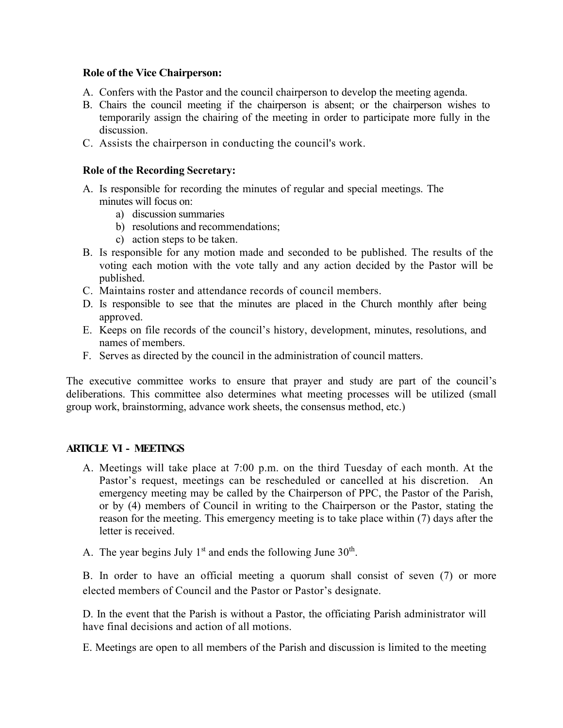**Role of the Vice Chairperson:**

A. Confers with the Pastor and the council chairperson to develop the meeting agenda.
B. Chairs the council meeting if the chairperson is absent; or the chairperson wishes to temporarily assign the chairing of the meeting in order to participate more fully in the discussion.
C. Assists the chairperson in conducting the council's work.

**Role of the Recording Secretary:**

A. Is responsible for recording the minutes of regular and special meetings. The minutes will focus on:
   a) discussion summaries
   b) resolutions and recommendations;
   c) action steps to be taken.
B. Is responsible for any motion made and seconded to be published. The results of the voting each motion with the vote tally and any action decided by the Pastor will be published.
C. Maintains roster and attendance records of council members.
D. Is responsible to see that the minutes are placed in the Church monthly after being approved.
E. Keeps on file records of the council's history, development, minutes, resolutions, and names of members.
F. Serves as directed by the council in the administration of council matters.

The executive committee works to ensure that prayer and study are part of the council's deliberations. This committee also determines what meeting processes will be utilized (small group work, brainstorming, advance work sheets, the consensus method, etc.)

**ARTICLE VI - MEETINGS**

A. Meetings will take place at 7:00 p.m. on the third Tuesday of each month. At the Pastor's request, meetings can be rescheduled or cancelled at his discretion. An emergency meeting may be called by the Chairperson of PPC, the Pastor of the Parish, or by (4) members of Council in writing to the Chairperson or the Pastor, stating the reason for the meeting. This emergency meeting is to take place within (7) days after the letter is received.

A. The year begins July 1st and ends the following June 30th.

B. In order to have an official meeting a quorum shall consist of seven (7) or more elected members of Council and the Pastor or Pastor's designate.

D. In the event that the Parish is without a Pastor, the officiating Parish administrator will have final decisions and action of all motions.

E. Meetings are open to all members of the Parish and discussion is limited to the meeting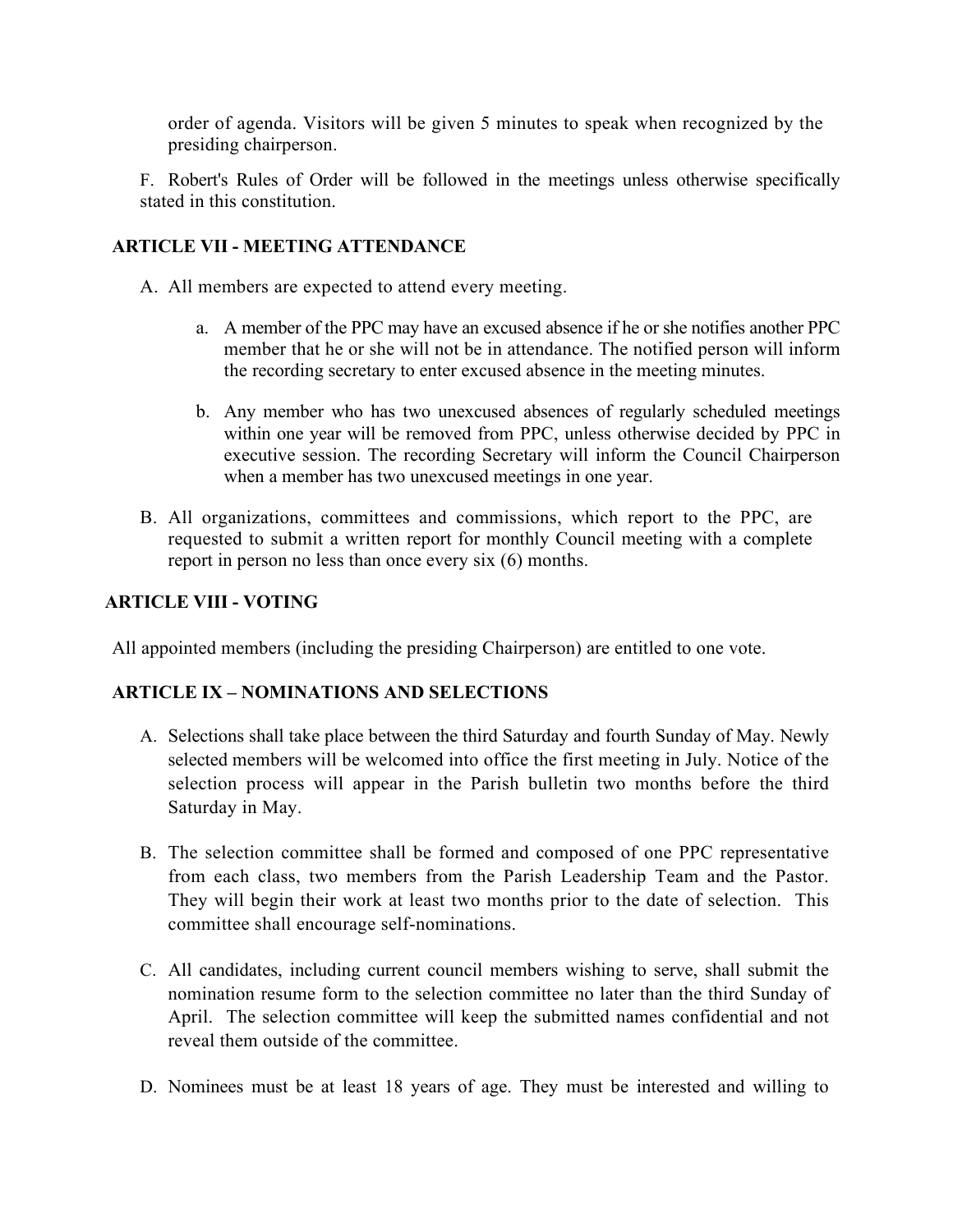order of agenda. Visitors will be given 5 minutes to speak when recognized by the presiding chairperson.

F. Robert's Rules of Order will be followed in the meetings unless otherwise specifically stated in this constitution.

## ARTICLE VII - MEETING ATTENDANCE

A. All members are expected to attend every meeting.

   a. A member of the PPC may have an excused absence if he or she notifies another PPC member that he or she will not be in attendance. The notified person will inform the recording secretary to enter excused absence in the meeting minutes.

   b. Any member who has two unexcused absences of regularly scheduled meetings within one year will be removed from PPC, unless otherwise decided by PPC in executive session. The recording Secretary will inform the Council Chairperson when a member has two unexcused meetings in one year.

B. All organizations, committees and commissions, which report to the PPC, are requested to submit a written report for monthly Council meeting with a complete report in person no less than once every six (6) months.

## ARTICLE VIII - VOTING

All appointed members (including the presiding Chairperson) are entitled to one vote.

## ARTICLE IX – NOMINATIONS AND SELECTIONS

A. Selections shall take place between the third Saturday and fourth Sunday of May. Newly selected members will be welcomed into office the first meeting in July. Notice of the selection process will appear in the Parish bulletin two months before the third Saturday in May.

B. The selection committee shall be formed and composed of one PPC representative from each class, two members from the Parish Leadership Team and the Pastor. They will begin their work at least two months prior to the date of selection. This committee shall encourage self-nominations.

C. All candidates, including current council members wishing to serve, shall submit the nomination resume form to the selection committee no later than the third Sunday of April. The selection committee will keep the submitted names confidential and not reveal them outside of the committee.

D. Nominees must be at least 18 years of age. They must be interested and willing to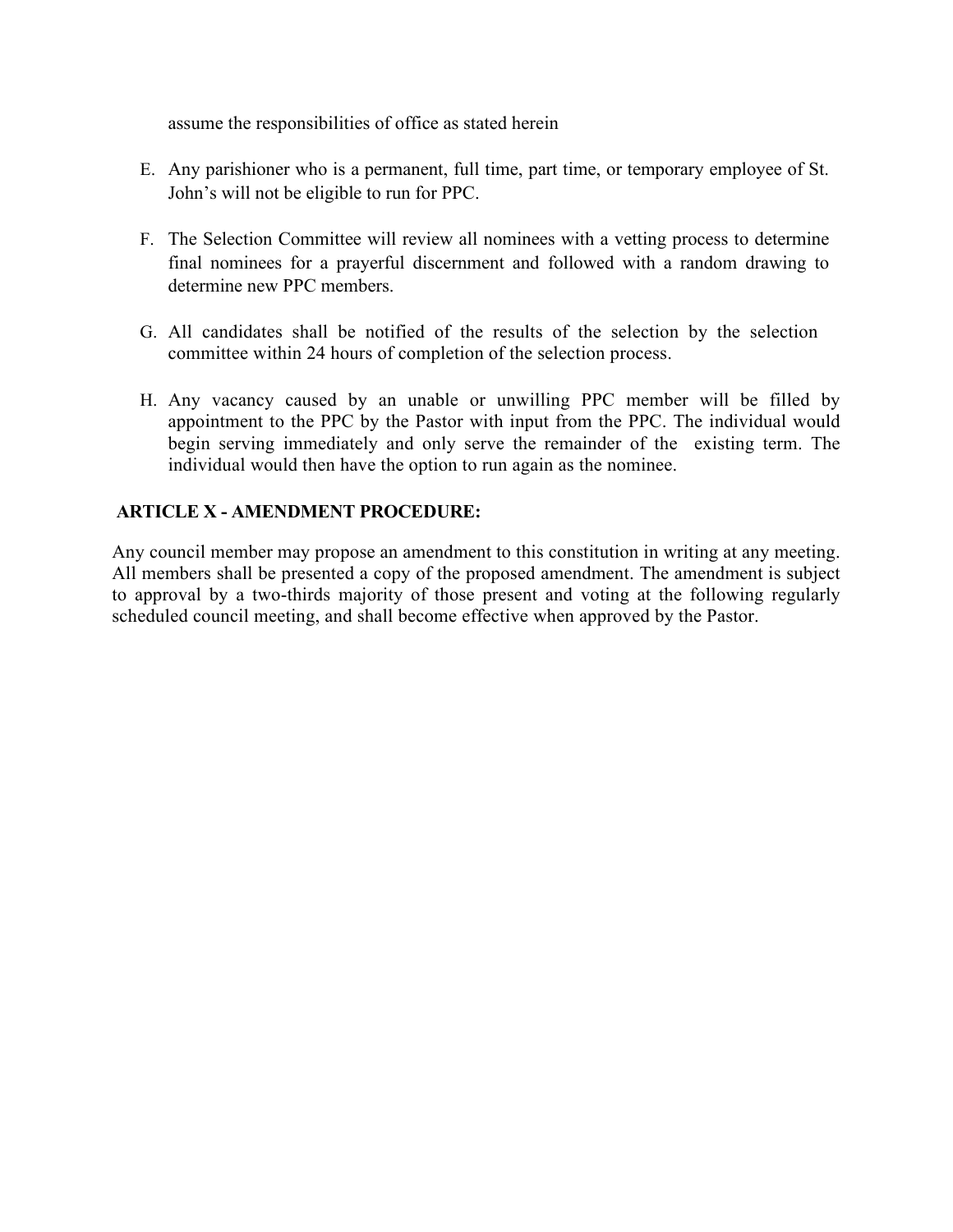assume the responsibilities of office as stated herein

E. Any parishioner who is a permanent, full time, part time, or temporary employee of St. John's will not be eligible to run for PPC.

F. The Selection Committee will review all nominees with a vetting process to determine final nominees for a prayerful discernment and followed with a random drawing to determine new PPC members.

G. All candidates shall be notified of the results of the selection by the selection committee within 24 hours of completion of the selection process.

H. Any vacancy caused by an unable or unwilling PPC member will be filled by appointment to the PPC by the Pastor with input from the PPC. The individual would begin serving immediately and only serve the remainder of the existing term. The individual would then have the option to run again as the nominee.

**ARTICLE X - AMENDMENT PROCEDURE:**

Any council member may propose an amendment to this constitution in writing at any meeting. All members shall be presented a copy of the proposed amendment. The amendment is subject to approval by a two-thirds majority of those present and voting at the following regularly scheduled council meeting, and shall become effective when approved by the Pastor.